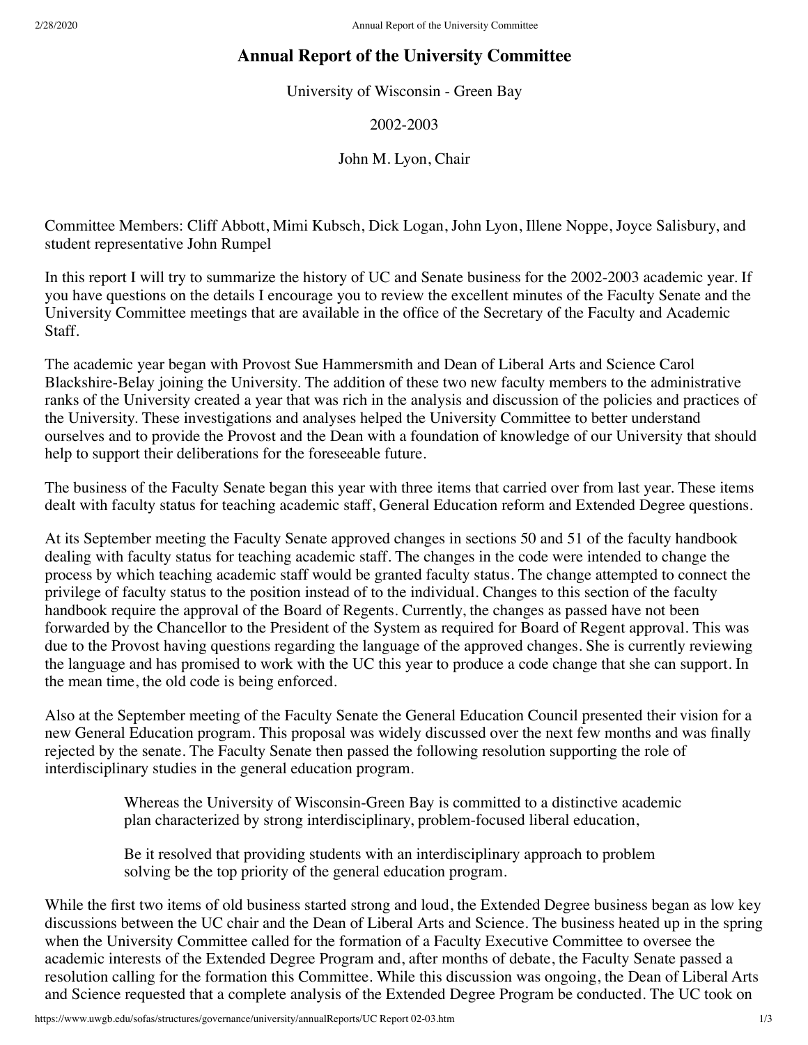# Annual Report of the University Committee

University of Wisconsin - Green Bay

2002-2003

John M. Lyon, Chair

Committee Members: Cliff Abbott, Mimi Kubsch, Dick Logan, John Lyon, Illene Noppe, Joyce Salisbury, and student representative John Rumpel

In this report I will try to summarize the history of UC and Senate business for the 2002-2003 academic year. If you have questions on the details I encourage you to review the excellent minutes of the Faculty Senate and the University Committee meetings that are available in the office of the Secretary of the Faculty and Academic Staff.

The academic year began with Provost Sue Hammersmith and Dean of Liberal Arts and Science Carol Blackshire-Belay joining the University. The addition of these two new faculty members to the administrative ranks of the University created a year that was rich in the analysis and discussion of the policies and practices of the University. These investigations and analyses helped the University Committee to better understand ourselves and to provide the Provost and the Dean with a foundation of knowledge of our University that should help to support their deliberations for the foreseeable future.

The business of the Faculty Senate began this year with three items that carried over from last year. These items dealt with faculty status for teaching academic staff, General Education reform and Extended Degree questions.

At its September meeting the Faculty Senate approved changes in sections 50 and 51 of the faculty handbook dealing with faculty status for teaching academic staff. The changes in the code were intended to change the process by which teaching academic staff would be granted faculty status. The change attempted to connect the privilege of faculty status to the position instead of to the individual. Changes to this section of the faculty handbook require the approval of the Board of Regents. Currently, the changes as passed have not been forwarded by the Chancellor to the President of the System as required for Board of Regent approval. This was due to the Provost having questions regarding the language of the approved changes. She is currently reviewing the language and has promised to work with the UC this year to produce a code change that she can support. In the mean time, the old code is being enforced.

Also at the September meeting of the Faculty Senate the General Education Council presented their vision for a new General Education program. This proposal was widely discussed over the next few months and was finally rejected by the senate. The Faculty Senate then passed the following resolution supporting the role of interdisciplinary studies in the general education program.

> Whereas the University of Wisconsin-Green Bay is committed to a distinctive academic plan characterized by strong interdisciplinary, problem-focused liberal education,
>
> Be it resolved that providing students with an interdisciplinary approach to problem solving be the top priority of the general education program.

While the first two items of old business started strong and loud, the Extended Degree business began as low key discussions between the UC chair and the Dean of Liberal Arts and Science. The business heated up in the spring when the University Committee called for the formation of a Faculty Executive Committee to oversee the academic interests of the Extended Degree Program and, after months of debate, the Faculty Senate passed a resolution calling for the formation this Committee. While this discussion was ongoing, the Dean of Liberal Arts and Science requested that a complete analysis of the Extended Degree Program be conducted. The UC took on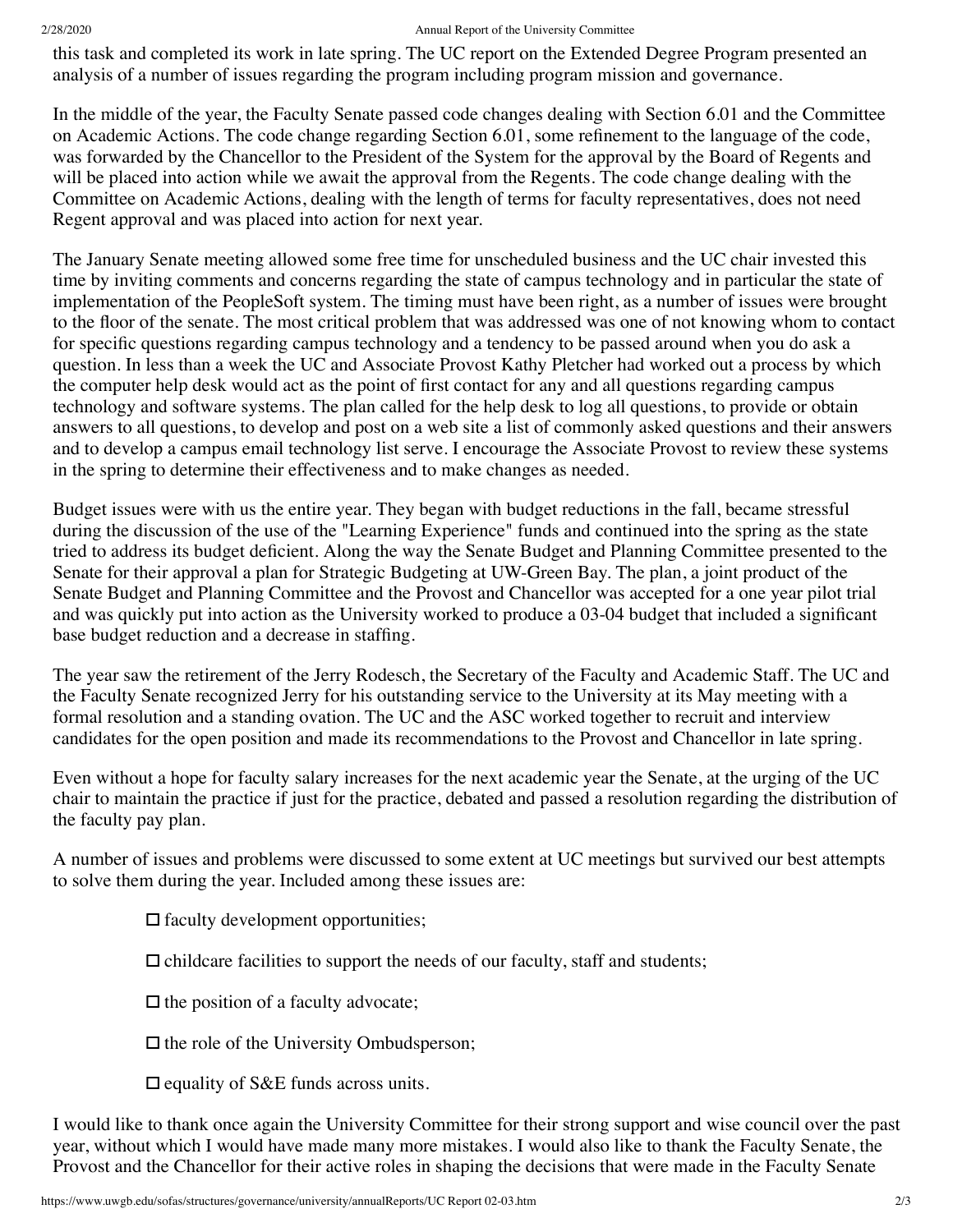this task and completed its work in late spring. The UC report on the Extended Degree Program presented an analysis of a number of issues regarding the program including program mission and governance.

In the middle of the year, the Faculty Senate passed code changes dealing with Section 6.01 and the Committee on Academic Actions. The code change regarding Section 6.01, some refinement to the language of the code, was forwarded by the Chancellor to the President of the System for the approval by the Board of Regents and will be placed into action while we await the approval from the Regents. The code change dealing with the Committee on Academic Actions, dealing with the length of terms for faculty representatives, does not need Regent approval and was placed into action for next year.

The January Senate meeting allowed some free time for unscheduled business and the UC chair invested this time by inviting comments and concerns regarding the state of campus technology and in particular the state of implementation of the PeopleSoft system. The timing must have been right, as a number of issues were brought to the floor of the senate. The most critical problem that was addressed was one of not knowing whom to contact for specific questions regarding campus technology and a tendency to be passed around when you do ask a question. In less than a week the UC and Associate Provost Kathy Pletcher had worked out a process by which the computer help desk would act as the point of first contact for any and all questions regarding campus technology and software systems. The plan called for the help desk to log all questions, to provide or obtain answers to all questions, to develop and post on a web site a list of commonly asked questions and their answers and to develop a campus email technology list serve. I encourage the Associate Provost to review these systems in the spring to determine their effectiveness and to make changes as needed.

Budget issues were with us the entire year. They began with budget reductions in the fall, became stressful during the discussion of the use of the "Learning Experience" funds and continued into the spring as the state tried to address its budget deficient. Along the way the Senate Budget and Planning Committee presented to the Senate for their approval a plan for Strategic Budgeting at UW-Green Bay. The plan, a joint product of the Senate Budget and Planning Committee and the Provost and Chancellor was accepted for a one year pilot trial and was quickly put into action as the University worked to produce a 03-04 budget that included a significant base budget reduction and a decrease in staffing.

The year saw the retirement of the Jerry Rodesch, the Secretary of the Faculty and Academic Staff. The UC and the Faculty Senate recognized Jerry for his outstanding service to the University at its May meeting with a formal resolution and a standing ovation. The UC and the ASC worked together to recruit and interview candidates for the open position and made its recommendations to the Provost and Chancellor in late spring.

Even without a hope for faculty salary increases for the next academic year the Senate, at the urging of the UC chair to maintain the practice if just for the practice, debated and passed a resolution regarding the distribution of the faculty pay plan.

A number of issues and problems were discussed to some extent at UC meetings but survived our best attempts to solve them during the year. Included among these issues are:

- faculty development opportunities;
- childcare facilities to support the needs of our faculty, staff and students;
- the position of a faculty advocate;
- the role of the University Ombudsperson;
- equality of S&E funds across units.

I would like to thank once again the University Committee for their strong support and wise council over the past year, without which I would have made many more mistakes. I would also like to thank the Faculty Senate, the Provost and the Chancellor for their active roles in shaping the decisions that were made in the Faculty Senate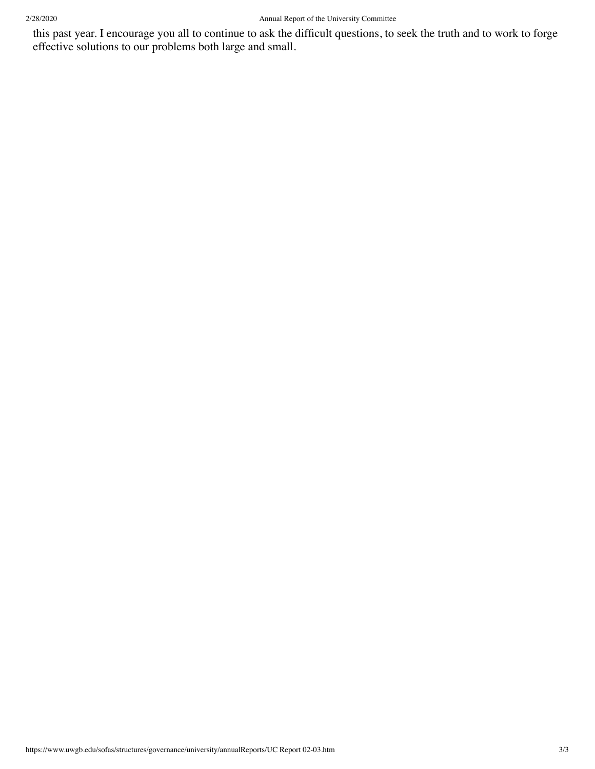this past year. I encourage you all to continue to ask the difficult questions, to seek the truth and to work to forge effective solutions to our problems both large and small.